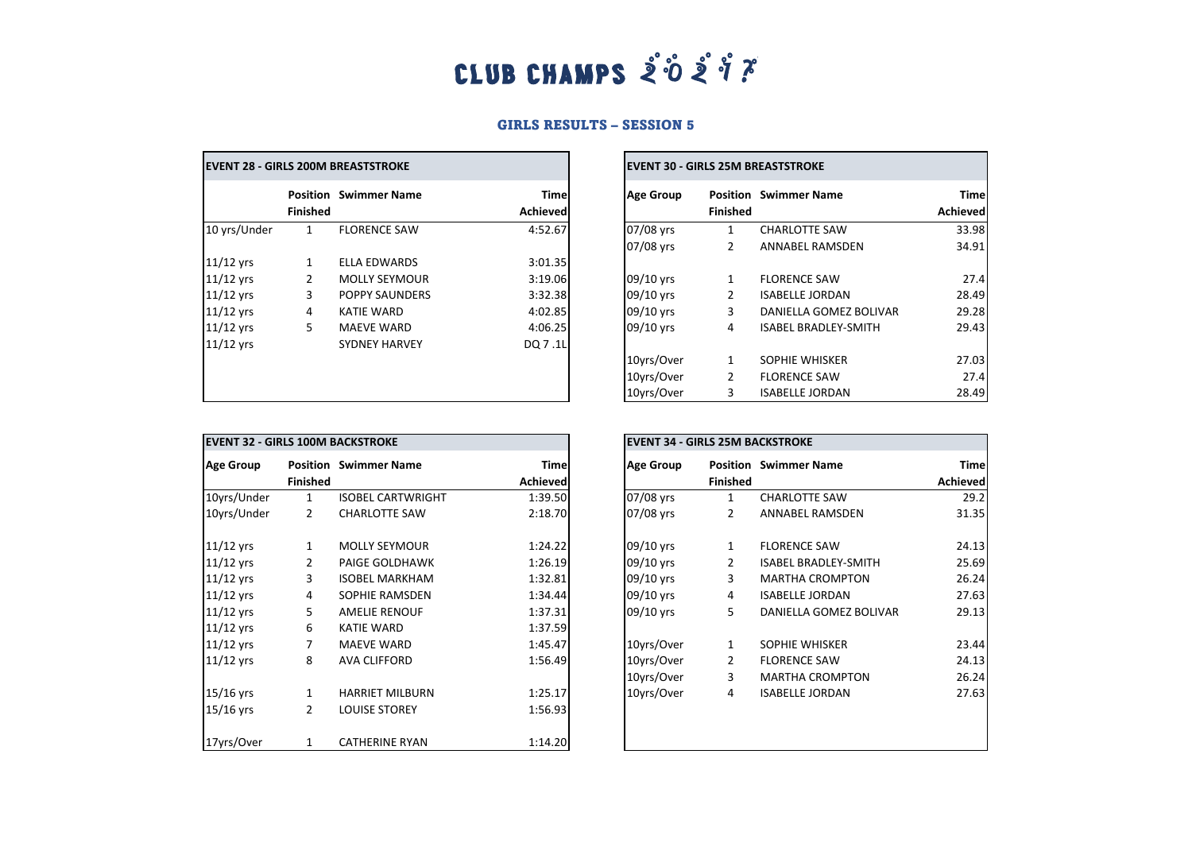# CLUB CHAMPS 2017

## GIRLS RESULTS – SESSION 5

### EVENT 28 - GIRLS 200M BREASTSTROKE

| | Position Finished | Swimmer Name | Time Achieved |
|---|---|---|---|
| 10 yrs/Under | 1 | FLORENCE SAW | 4:52.67 |
| | | | |
| 11/12 yrs | 1 | ELLA EDWARDS | 3:01.35 |
| 11/12 yrs | 2 | MOLLY SEYMOUR | 3:19.06 |
| 11/12 yrs | 3 | POPPY SAUNDERS | 3:32.38 |
| 11/12 yrs | 4 | KATIE WARD | 4:02.85 |
| 11/12 yrs | 5 | MAEVE WARD | 4:06.25 |
| 11/12 yrs | | SYDNEY HARVEY | DQ 7 .1L |

### EVENT 30 - GIRLS 25M BREASTSTROKE

| Age Group | Position Finished | Swimmer Name | Time Achieved |
|---|---|---|---|
| 07/08 yrs | 1 | CHARLOTTE SAW | 33.98 |
| 07/08 yrs | 2 | ANNABEL RAMSDEN | 34.91 |
| | | | |
| 09/10 yrs | 1 | FLORENCE SAW | 27.4 |
| 09/10 yrs | 2 | ISABELLE JORDAN | 28.49 |
| 09/10 yrs | 3 | DANIELLA GOMEZ BOLIVAR | 29.28 |
| 09/10 yrs | 4 | ISABEL BRADLEY-SMITH | 29.43 |
| | | | |
| 10yrs/Over | 1 | SOPHIE WHISKER | 27.03 |
| 10yrs/Over | 2 | FLORENCE SAW | 27.4 |
| 10yrs/Over | 3 | ISABELLE JORDAN | 28.49 |

### EVENT 32 - GIRLS 100M BACKSTROKE

| Age Group | Position Finished | Swimmer Name | Time Achieved |
|---|---|---|---|
| 10yrs/Under | 1 | ISOBEL CARTWRIGHT | 1:39.50 |
| 10yrs/Under | 2 | CHARLOTTE SAW | 2:18.70 |
| | | | |
| 11/12 yrs | 1 | MOLLY SEYMOUR | 1:24.22 |
| 11/12 yrs | 2 | PAIGE GOLDHAWK | 1:26.19 |
| 11/12 yrs | 3 | ISOBEL MARKHAM | 1:32.81 |
| 11/12 yrs | 4 | SOPHIE RAMSDEN | 1:34.44 |
| 11/12 yrs | 5 | AMELIE RENOUF | 1:37.31 |
| 11/12 yrs | 6 | KATIE WARD | 1:37.59 |
| 11/12 yrs | 7 | MAEVE WARD | 1:45.47 |
| 11/12 yrs | 8 | AVA CLIFFORD | 1:56.49 |
| | | | |
| 15/16 yrs | 1 | HARRIET MILBURN | 1:25.17 |
| 15/16 yrs | 2 | LOUISE STOREY | 1:56.93 |
| | | | |
| 17yrs/Over | 1 | CATHERINE RYAN | 1:14.20 |

### EVENT 34 - GIRLS 25M BACKSTROKE

| Age Group | Position Finished | Swimmer Name | Time Achieved |
|---|---|---|---|
| 07/08 yrs | 1 | CHARLOTTE SAW | 29.2 |
| 07/08 yrs | 2 | ANNABEL RAMSDEN | 31.35 |
| | | | |
| 09/10 yrs | 1 | FLORENCE SAW | 24.13 |
| 09/10 yrs | 2 | ISABEL BRADLEY-SMITH | 25.69 |
| 09/10 yrs | 3 | MARTHA CROMPTON | 26.24 |
| 09/10 yrs | 4 | ISABELLE JORDAN | 27.63 |
| 09/10 yrs | 5 | DANIELLA GOMEZ BOLIVAR | 29.13 |
| | | | |
| 10yrs/Over | 1 | SOPHIE WHISKER | 23.44 |
| 10yrs/Over | 2 | FLORENCE SAW | 24.13 |
| 10yrs/Over | 3 | MARTHA CROMPTON | 26.24 |
| 10yrs/Over | 4 | ISABELLE JORDAN | 27.63 |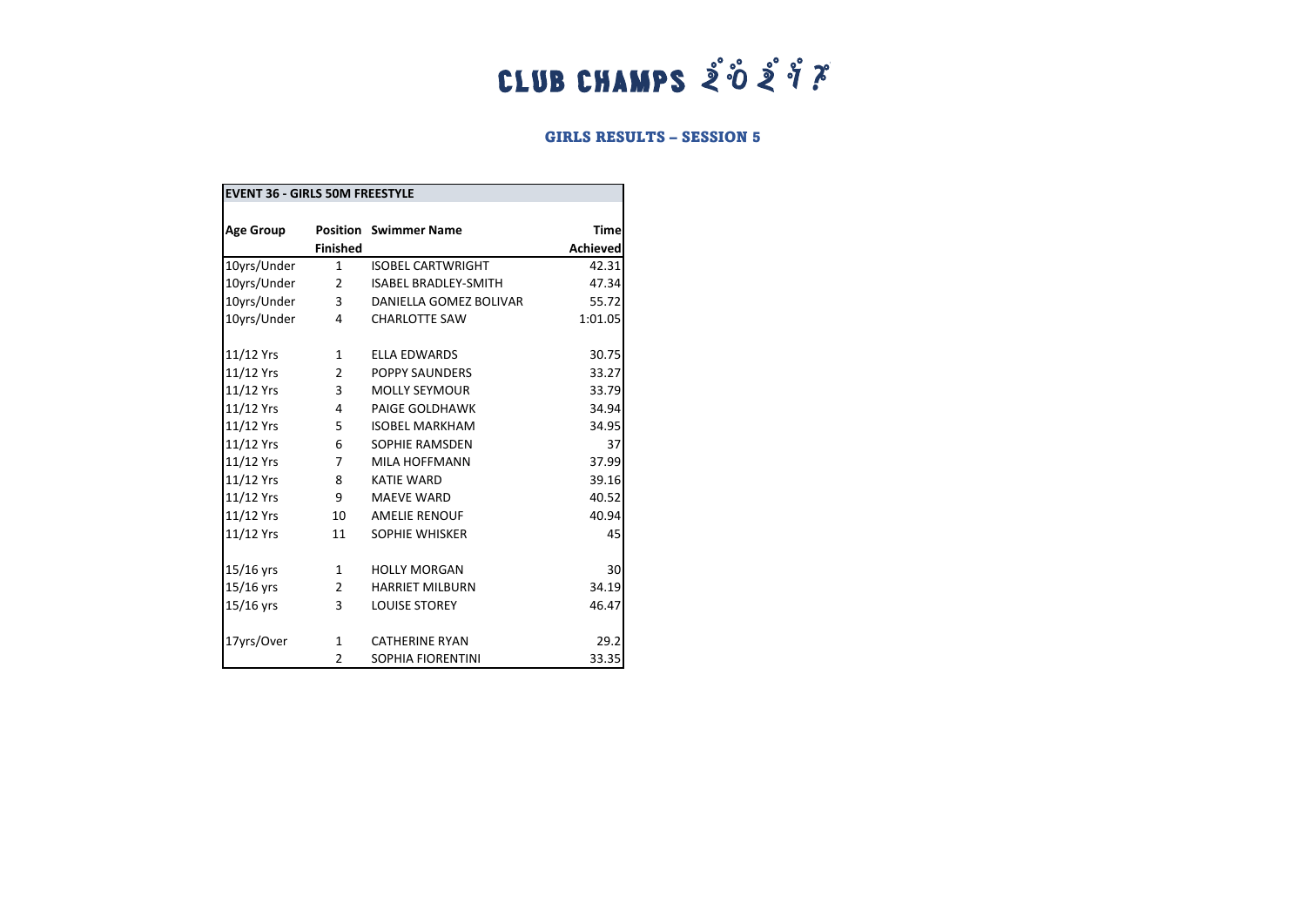# CLUB CHAMPS 2017

## GIRLS RESULTS – SESSION 5

| EVENT 36 - GIRLS 50M FREESTYLE | | | |
|---|---|---|---|
| **Age Group** | **Position Finished** | **Swimmer Name** | **Time Achieved** |
| 10yrs/Under | 1 | ISOBEL CARTWRIGHT | 42.31 |
| 10yrs/Under | 2 | ISABEL BRADLEY-SMITH | 47.34 |
| 10yrs/Under | 3 | DANIELLA GOMEZ BOLIVAR | 55.72 |
| 10yrs/Under | 4 | CHARLOTTE SAW | 1:01.05 |
| | | | |
| 11/12 Yrs | 1 | ELLA EDWARDS | 30.75 |
| 11/12 Yrs | 2 | POPPY SAUNDERS | 33.27 |
| 11/12 Yrs | 3 | MOLLY SEYMOUR | 33.79 |
| 11/12 Yrs | 4 | PAIGE GOLDHAWK | 34.94 |
| 11/12 Yrs | 5 | ISOBEL MARKHAM | 34.95 |
| 11/12 Yrs | 6 | SOPHIE RAMSDEN | 37 |
| 11/12 Yrs | 7 | MILA HOFFMANN | 37.99 |
| 11/12 Yrs | 8 | KATIE WARD | 39.16 |
| 11/12 Yrs | 9 | MAEVE WARD | 40.52 |
| 11/12 Yrs | 10 | AMELIE RENOUF | 40.94 |
| 11/12 Yrs | 11 | SOPHIE WHISKER | 45 |
| | | | |
| 15/16 yrs | 1 | HOLLY MORGAN | 30 |
| 15/16 yrs | 2 | HARRIET MILBURN | 34.19 |
| 15/16 yrs | 3 | LOUISE STOREY | 46.47 |
| | | | |
| 17yrs/Over | 1 | CATHERINE RYAN | 29.2 |
| | 2 | SOPHIA FIORENTINI | 33.35 |